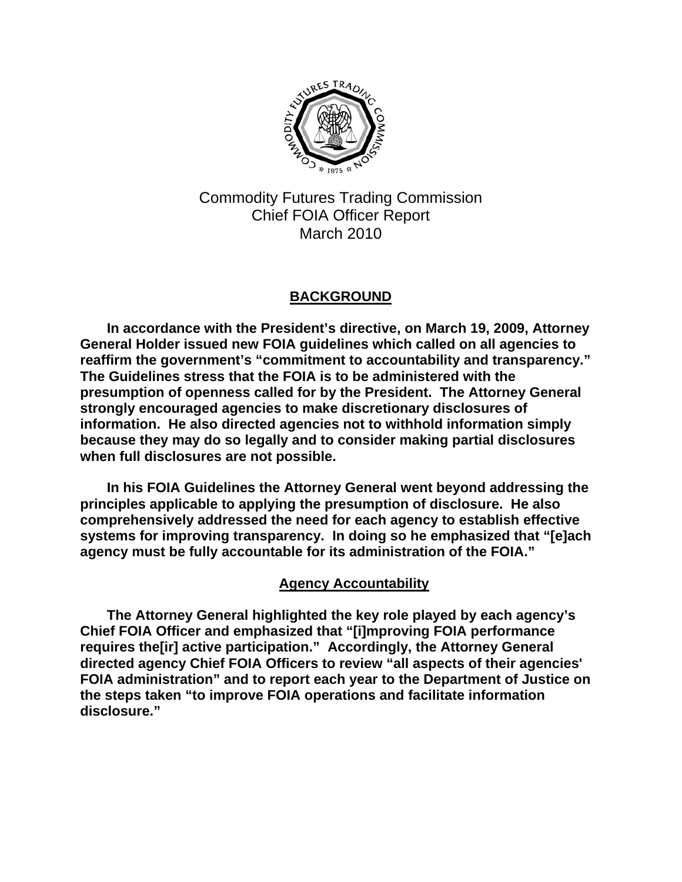Commodity Futures Trading Commission
Chief FOIA Officer Report
March 2010

## BACKGROUND

**In accordance with the President's directive, on March 19, 2009, Attorney General Holder issued new FOIA guidelines which called on all agencies to reaffirm the government's "commitment to accountability and transparency." The Guidelines stress that the FOIA is to be administered with the presumption of openness called for by the President. The Attorney General strongly encouraged agencies to make discretionary disclosures of information. He also directed agencies not to withhold information simply because they may do so legally and to consider making partial disclosures when full disclosures are not possible.**

**In his FOIA Guidelines the Attorney General went beyond addressing the principles applicable to applying the presumption of disclosure. He also comprehensively addressed the need for each agency to establish effective systems for improving transparency. In doing so he emphasized that "[e]ach agency must be fully accountable for its administration of the FOIA."**

### Agency Accountability

**The Attorney General highlighted the key role played by each agency's Chief FOIA Officer and emphasized that "[i]mproving FOIA performance requires the[ir] active participation." Accordingly, the Attorney General directed agency Chief FOIA Officers to review "all aspects of their agencies' FOIA administration" and to report each year to the Department of Justice on the steps taken "to improve FOIA operations and facilitate information disclosure."**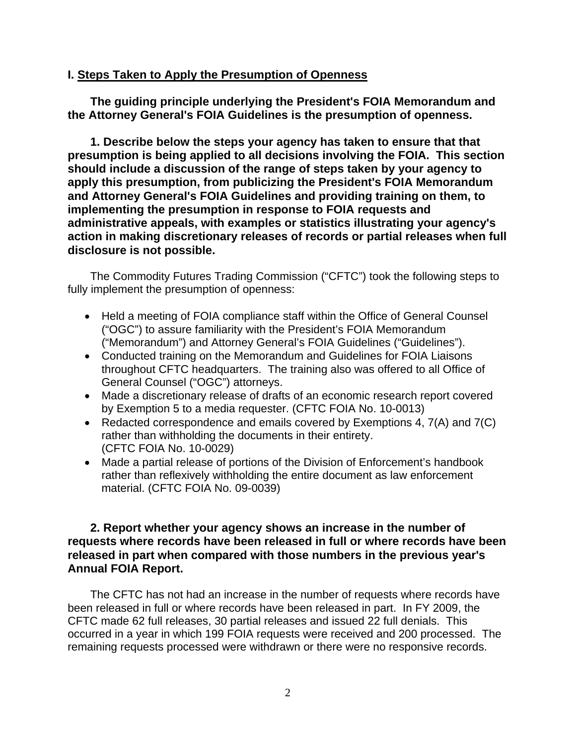## I. Steps Taken to Apply the Presumption of Openness

**The guiding principle underlying the President's FOIA Memorandum and the Attorney General's FOIA Guidelines is the presumption of openness.**

**1. Describe below the steps your agency has taken to ensure that that presumption is being applied to all decisions involving the FOIA. This section should include a discussion of the range of steps taken by your agency to apply this presumption, from publicizing the President's FOIA Memorandum and Attorney General's FOIA Guidelines and providing training on them, to implementing the presumption in response to FOIA requests and administrative appeals, with examples or statistics illustrating your agency's action in making discretionary releases of records or partial releases when full disclosure is not possible.**

The Commodity Futures Trading Commission ("CFTC") took the following steps to fully implement the presumption of openness:

- Held a meeting of FOIA compliance staff within the Office of General Counsel ("OGC") to assure familiarity with the President's FOIA Memorandum ("Memorandum") and Attorney General's FOIA Guidelines ("Guidelines").
- Conducted training on the Memorandum and Guidelines for FOIA Liaisons throughout CFTC headquarters. The training also was offered to all Office of General Counsel ("OGC") attorneys.
- Made a discretionary release of drafts of an economic research report covered by Exemption 5 to a media requester. (CFTC FOIA No. 10-0013)
- Redacted correspondence and emails covered by Exemptions 4, 7(A) and 7(C) rather than withholding the documents in their entirety. (CFTC FOIA No. 10-0029)
- Made a partial release of portions of the Division of Enforcement's handbook rather than reflexively withholding the entire document as law enforcement material. (CFTC FOIA No. 09-0039)

**2. Report whether your agency shows an increase in the number of requests where records have been released in full or where records have been released in part when compared with those numbers in the previous year's Annual FOIA Report.**

The CFTC has not had an increase in the number of requests where records have been released in full or where records have been released in part. In FY 2009, the CFTC made 62 full releases, 30 partial releases and issued 22 full denials. This occurred in a year in which 199 FOIA requests were received and 200 processed. The remaining requests processed were withdrawn or there were no responsive records.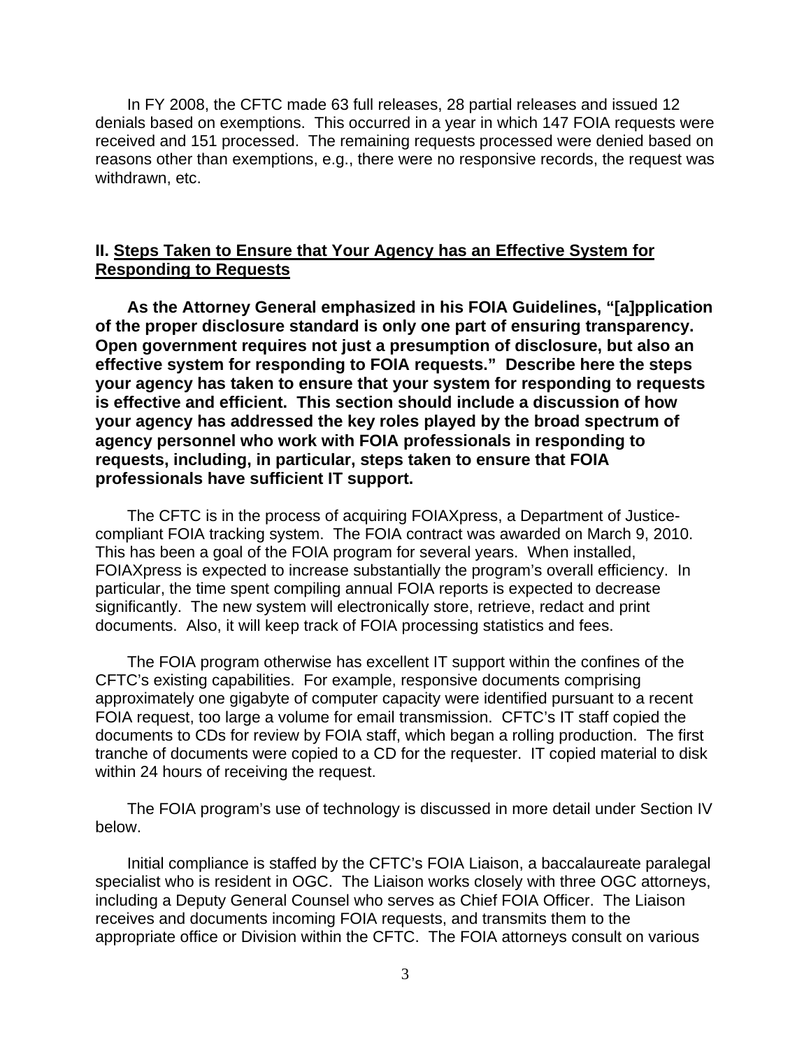In FY 2008, the CFTC made 63 full releases, 28 partial releases and issued 12 denials based on exemptions. This occurred in a year in which 147 FOIA requests were received and 151 processed. The remaining requests processed were denied based on reasons other than exemptions, e.g., there were no responsive records, the request was withdrawn, etc.

## II. <u>Steps Taken to Ensure that Your Agency has an Effective System for Responding to Requests</u>

**As the Attorney General emphasized in his FOIA Guidelines, "[a]pplication of the proper disclosure standard is only one part of ensuring transparency. Open government requires not just a presumption of disclosure, but also an effective system for responding to FOIA requests." Describe here the steps your agency has taken to ensure that your system for responding to requests is effective and efficient. This section should include a discussion of how your agency has addressed the key roles played by the broad spectrum of agency personnel who work with FOIA professionals in responding to requests, including, in particular, steps taken to ensure that FOIA professionals have sufficient IT support.**

The CFTC is in the process of acquiring FOIAXpress, a Department of Justice-compliant FOIA tracking system. The FOIA contract was awarded on March 9, 2010. This has been a goal of the FOIA program for several years. When installed, FOIAXpress is expected to increase substantially the program's overall efficiency. In particular, the time spent compiling annual FOIA reports is expected to decrease significantly. The new system will electronically store, retrieve, redact and print documents. Also, it will keep track of FOIA processing statistics and fees.

The FOIA program otherwise has excellent IT support within the confines of the CFTC's existing capabilities. For example, responsive documents comprising approximately one gigabyte of computer capacity were identified pursuant to a recent FOIA request, too large a volume for email transmission. CFTC's IT staff copied the documents to CDs for review by FOIA staff, which began a rolling production. The first tranche of documents were copied to a CD for the requester. IT copied material to disk within 24 hours of receiving the request.

The FOIA program's use of technology is discussed in more detail under Section IV below.

Initial compliance is staffed by the CFTC's FOIA Liaison, a baccalaureate paralegal specialist who is resident in OGC. The Liaison works closely with three OGC attorneys, including a Deputy General Counsel who serves as Chief FOIA Officer. The Liaison receives and documents incoming FOIA requests, and transmits them to the appropriate office or Division within the CFTC. The FOIA attorneys consult on various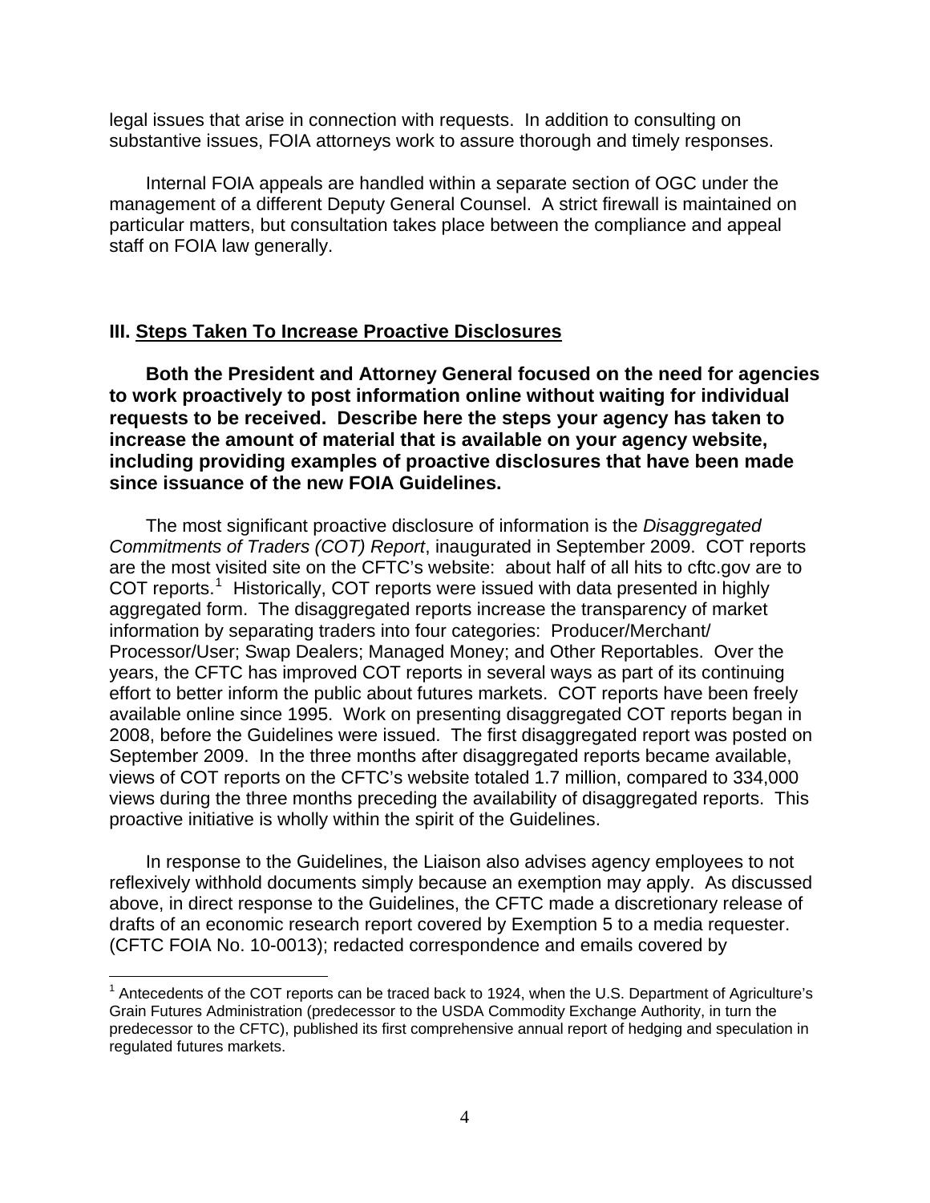legal issues that arise in connection with requests. In addition to consulting on substantive issues, FOIA attorneys work to assure thorough and timely responses.

Internal FOIA appeals are handled within a separate section of OGC under the management of a different Deputy General Counsel. A strict firewall is maintained on particular matters, but consultation takes place between the compliance and appeal staff on FOIA law generally.

## III. Steps Taken To Increase Proactive Disclosures

**Both the President and Attorney General focused on the need for agencies to work proactively to post information online without waiting for individual requests to be received. Describe here the steps your agency has taken to increase the amount of material that is available on your agency website, including providing examples of proactive disclosures that have been made since issuance of the new FOIA Guidelines.**

The most significant proactive disclosure of information is the *Disaggregated Commitments of Traders (COT) Report*, inaugurated in September 2009. COT reports are the most visited site on the CFTC's website: about half of all hits to cftc.gov are to COT reports.[1] Historically, COT reports were issued with data presented in highly aggregated form. The disaggregated reports increase the transparency of market information by separating traders into four categories: Producer/Merchant/Processor/User; Swap Dealers; Managed Money; and Other Reportables. Over the years, the CFTC has improved COT reports in several ways as part of its continuing effort to better inform the public about futures markets. COT reports have been freely available online since 1995. Work on presenting disaggregated COT reports began in 2008, before the Guidelines were issued. The first disaggregated report was posted on September 2009. In the three months after disaggregated reports became available, views of COT reports on the CFTC's website totaled 1.7 million, compared to 334,000 views during the three months preceding the availability of disaggregated reports. This proactive initiative is wholly within the spirit of the Guidelines.

In response to the Guidelines, the Liaison also advises agency employees to not reflexively withhold documents simply because an exemption may apply. As discussed above, in direct response to the Guidelines, the CFTC made a discretionary release of drafts of an economic research report covered by Exemption 5 to a media requester. (CFTC FOIA No. 10-0013); redacted correspondence and emails covered by

[1] Antecedents of the COT reports can be traced back to 1924, when the U.S. Department of Agriculture's Grain Futures Administration (predecessor to the USDA Commodity Exchange Authority, in turn the predecessor to the CFTC), published its first comprehensive annual report of hedging and speculation in regulated futures markets.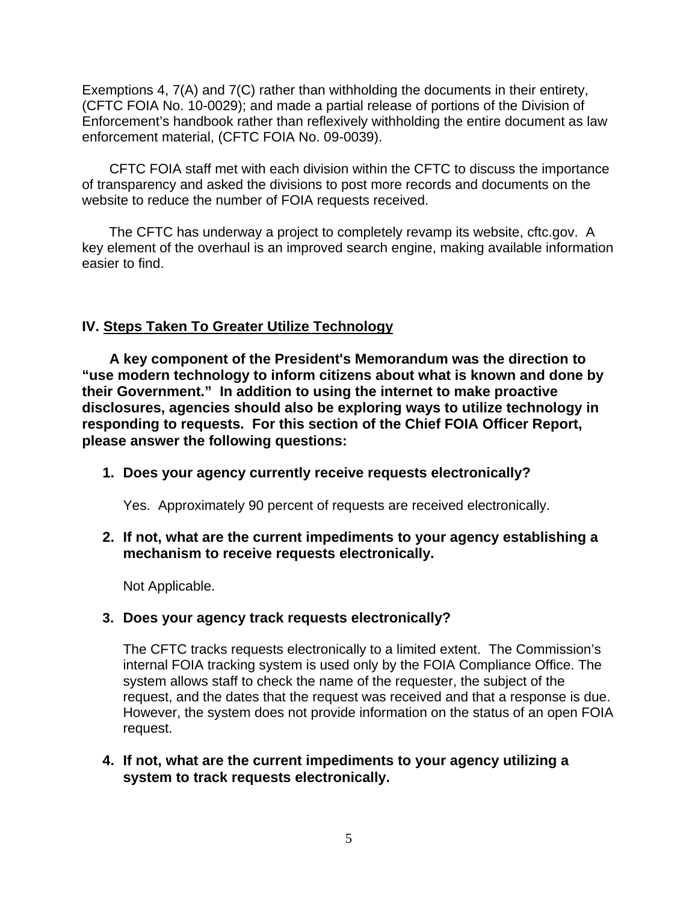Exemptions 4, 7(A) and 7(C) rather than withholding the documents in their entirety, (CFTC FOIA No. 10-0029); and made a partial release of portions of the Division of Enforcement's handbook rather than reflexively withholding the entire document as law enforcement material, (CFTC FOIA No. 09-0039).

CFTC FOIA staff met with each division within the CFTC to discuss the importance of transparency and asked the divisions to post more records and documents on the website to reduce the number of FOIA requests received.

The CFTC has underway a project to completely revamp its website, cftc.gov. A key element of the overhaul is an improved search engine, making available information easier to find.

## IV. <u>Steps Taken To Greater Utilize Technology</u>

**A key component of the President's Memorandum was the direction to "use modern technology to inform citizens about what is known and done by their Government." In addition to using the internet to make proactive disclosures, agencies should also be exploring ways to utilize technology in responding to requests. For this section of the Chief FOIA Officer Report, please answer the following questions:**

1. **Does your agency currently receive requests electronically?**

   Yes. Approximately 90 percent of requests are received electronically.

2. **If not, what are the current impediments to your agency establishing a mechanism to receive requests electronically.**

   Not Applicable.

3. **Does your agency track requests electronically?**

   The CFTC tracks requests electronically to a limited extent. The Commission's internal FOIA tracking system is used only by the FOIA Compliance Office. The system allows staff to check the name of the requester, the subject of the request, and the dates that the request was received and that a response is due. However, the system does not provide information on the status of an open FOIA request.

4. **If not, what are the current impediments to your agency utilizing a system to track requests electronically.**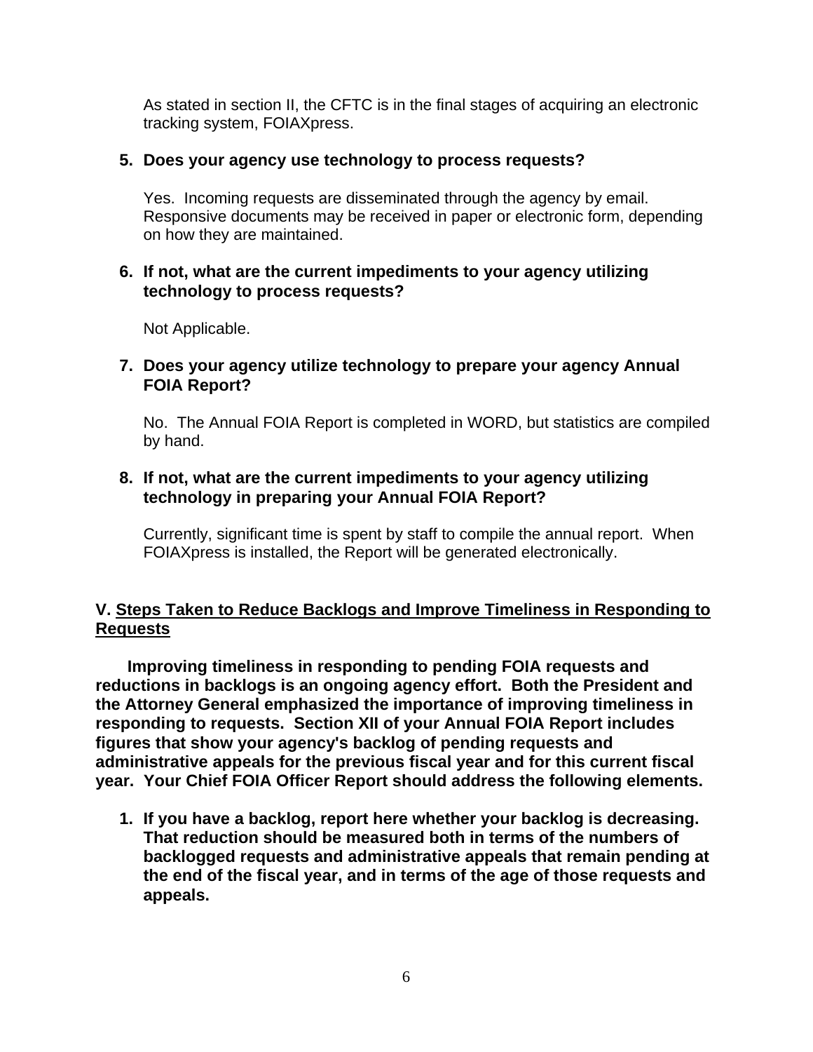As stated in section II, the CFTC is in the final stages of acquiring an electronic tracking system, FOIAXpress.

5. **Does your agency use technology to process requests?**

   Yes. Incoming requests are disseminated through the agency by email. Responsive documents may be received in paper or electronic form, depending on how they are maintained.

6. **If not, what are the current impediments to your agency utilizing technology to process requests?**

   Not Applicable.

7. **Does your agency utilize technology to prepare your agency Annual FOIA Report?**

   No. The Annual FOIA Report is completed in WORD, but statistics are compiled by hand.

8. **If not, what are the current impediments to your agency utilizing technology in preparing your Annual FOIA Report?**

   Currently, significant time is spent by staff to compile the annual report. When FOIAXpress is installed, the Report will be generated electronically.

## V. Steps Taken to Reduce Backlogs and Improve Timeliness in Responding to Requests

**Improving timeliness in responding to pending FOIA requests and reductions in backlogs is an ongoing agency effort. Both the President and the Attorney General emphasized the importance of improving timeliness in responding to requests. Section XII of your Annual FOIA Report includes figures that show your agency's backlog of pending requests and administrative appeals for the previous fiscal year and for this current fiscal year. Your Chief FOIA Officer Report should address the following elements.**

1. **If you have a backlog, report here whether your backlog is decreasing. That reduction should be measured both in terms of the numbers of backlogged requests and administrative appeals that remain pending at the end of the fiscal year, and in terms of the age of those requests and appeals.**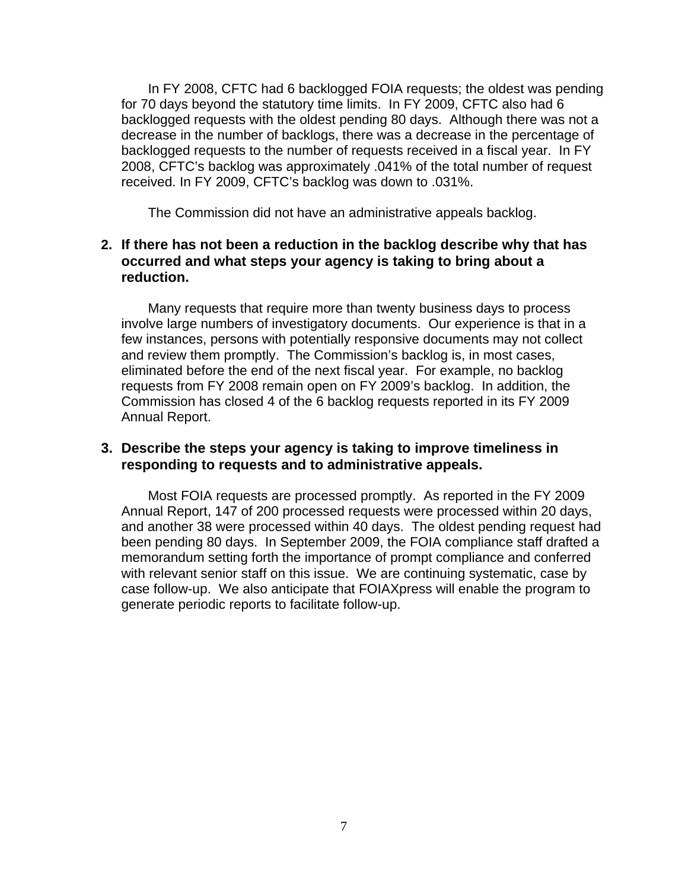In FY 2008, CFTC had 6 backlogged FOIA requests; the oldest was pending for 70 days beyond the statutory time limits. In FY 2009, CFTC also had 6 backlogged requests with the oldest pending 80 days. Although there was not a decrease in the number of backlogs, there was a decrease in the percentage of backlogged requests to the number of requests received in a fiscal year. In FY 2008, CFTC's backlog was approximately .041% of the total number of request received. In FY 2009, CFTC's backlog was down to .031%.

The Commission did not have an administrative appeals backlog.

**2. If there has not been a reduction in the backlog describe why that has occurred and what steps your agency is taking to bring about a reduction.**

Many requests that require more than twenty business days to process involve large numbers of investigatory documents. Our experience is that in a few instances, persons with potentially responsive documents may not collect and review them promptly. The Commission's backlog is, in most cases, eliminated before the end of the next fiscal year. For example, no backlog requests from FY 2008 remain open on FY 2009's backlog. In addition, the Commission has closed 4 of the 6 backlog requests reported in its FY 2009 Annual Report.

**3. Describe the steps your agency is taking to improve timeliness in responding to requests and to administrative appeals.**

Most FOIA requests are processed promptly. As reported in the FY 2009 Annual Report, 147 of 200 processed requests were processed within 20 days, and another 38 were processed within 40 days. The oldest pending request had been pending 80 days. In September 2009, the FOIA compliance staff drafted a memorandum setting forth the importance of prompt compliance and conferred with relevant senior staff on this issue. We are continuing systematic, case by case follow-up. We also anticipate that FOIAXpress will enable the program to generate periodic reports to facilitate follow-up.